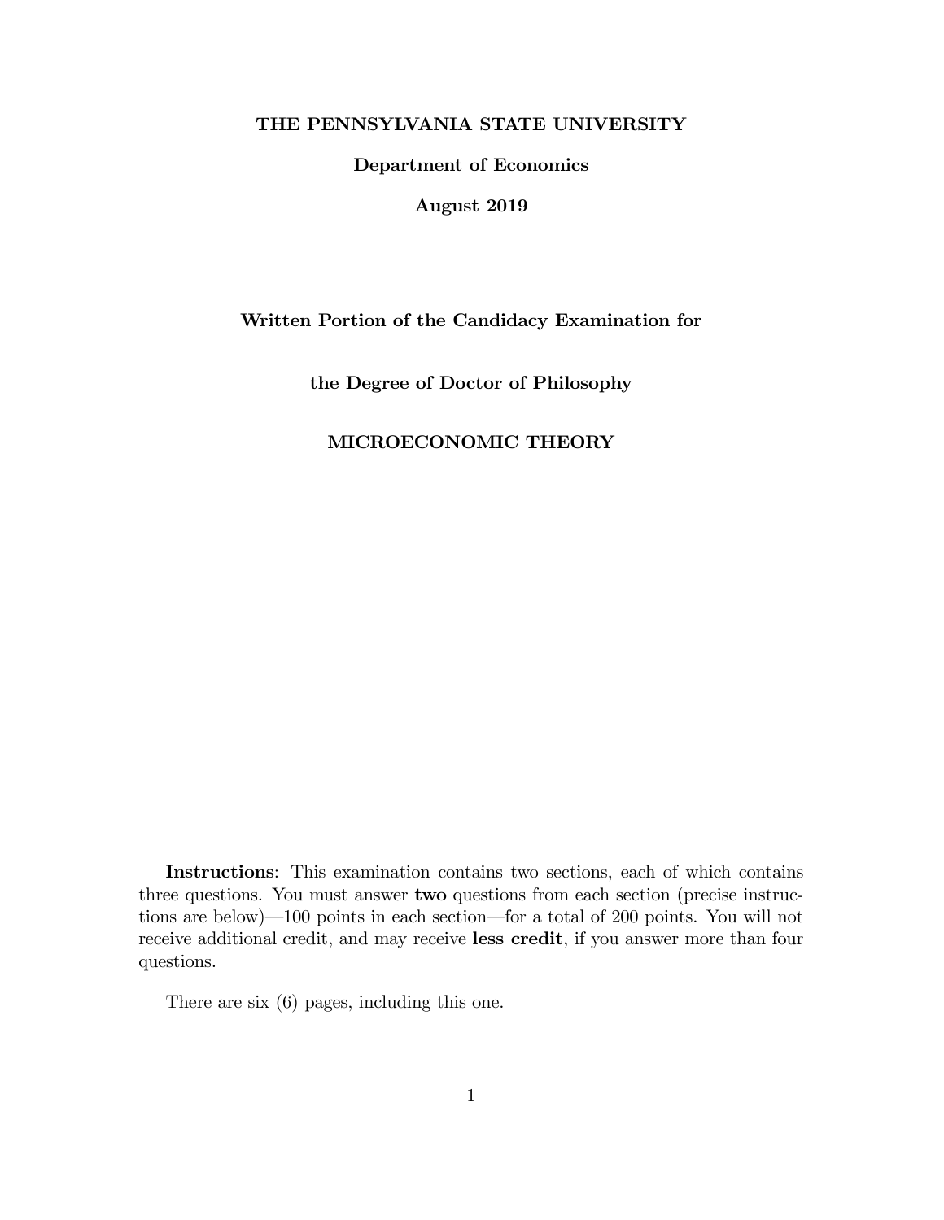**THE PENNSYLVANIA STATE UNIVERSITY**

**Department of Economics**

**August 2019**

**Written Portion of the Candidacy Examination for**

**the Degree of Doctor of Philosophy**

**MICROECONOMIC THEORY**

**Instructions**: This examination contains two sections, each of which contains three questions. You must answer **two** questions from each section (precise instructions are below)—100 points in each section—for a total of 200 points. You will not receive additional credit, and may receive **less credit**, if you answer more than four questions.

There are six (6) pages, including this one.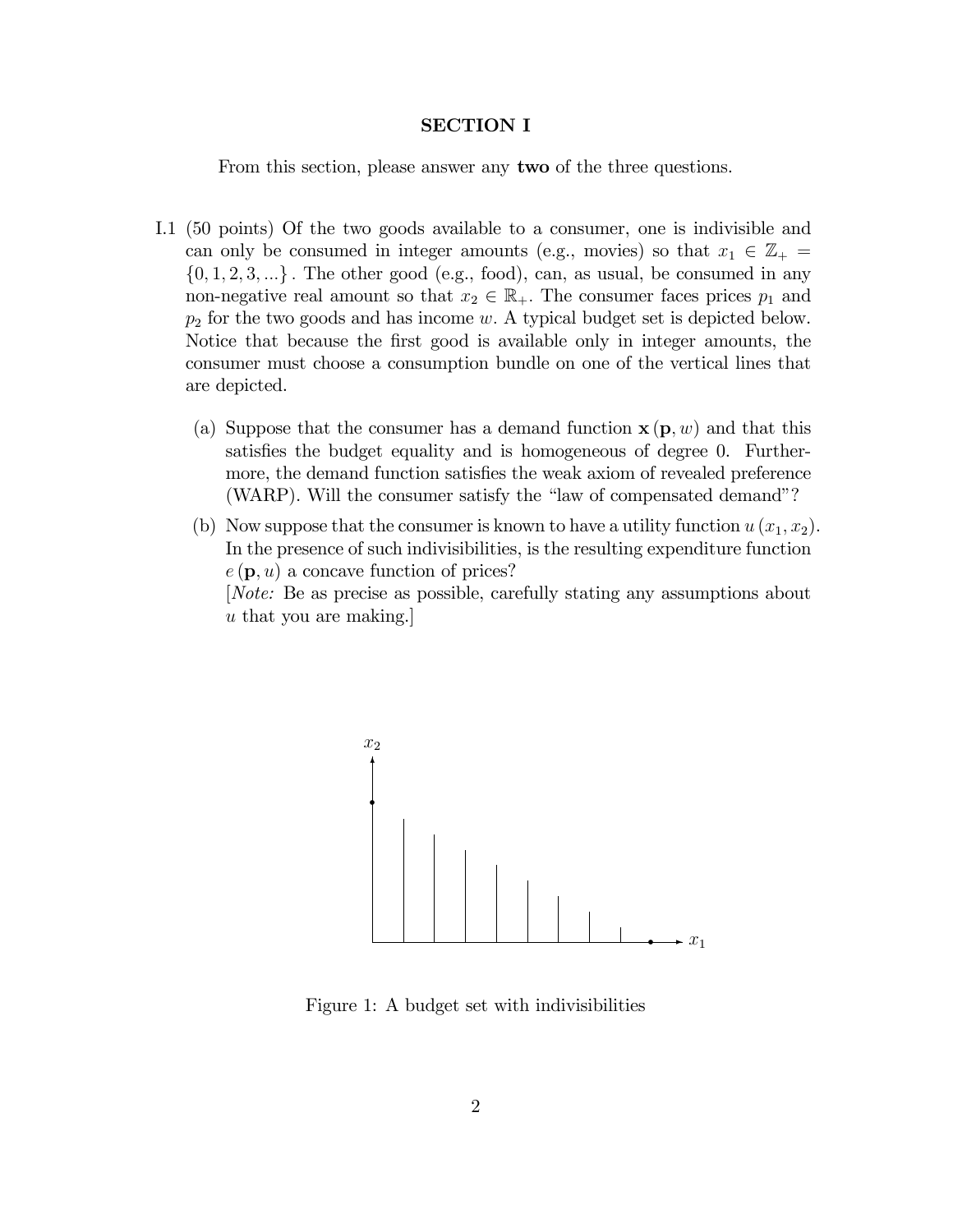## SECTION I

From this section, please answer any **two** of the three questions.

I.1 (50 points) Of the two goods available to a consumer, one is indivisible and can only be consumed in integer amounts (e.g., movies) so that $x_1 \in \mathbb{Z}_+ = \{0, 1, 2, 3, ...\}$. The other good (e.g., food), can, as usual, be consumed in any non-negative real amount so that $x_2 \in \mathbb{R}_+$. The consumer faces prices $p_1$ and $p_2$ for the two goods and has income $w$. A typical budget set is depicted below. Notice that because the first good is available only in integer amounts, the consumer must choose a consumption bundle on one of the vertical lines that are depicted.

(a) Suppose that the consumer has a demand function $\mathbf{x}(\mathbf{p}, w)$ and that this satisfies the budget equality and is homogeneous of degree 0. Furthermore, the demand function satisfies the weak axiom of revealed preference (WARP). Will the consumer satisfy the "law of compensated demand"?

(b) Now suppose that the consumer is known to have a utility function $u(x_1, x_2)$. In the presence of such indivisibilities, is the resulting expenditure function $e(\mathbf{p}, u)$ a concave function of prices?
[*Note:* Be as precise as possible, carefully stating any assumptions about $u$ that you are making.]

Figure 1: A budget set with indivisibilities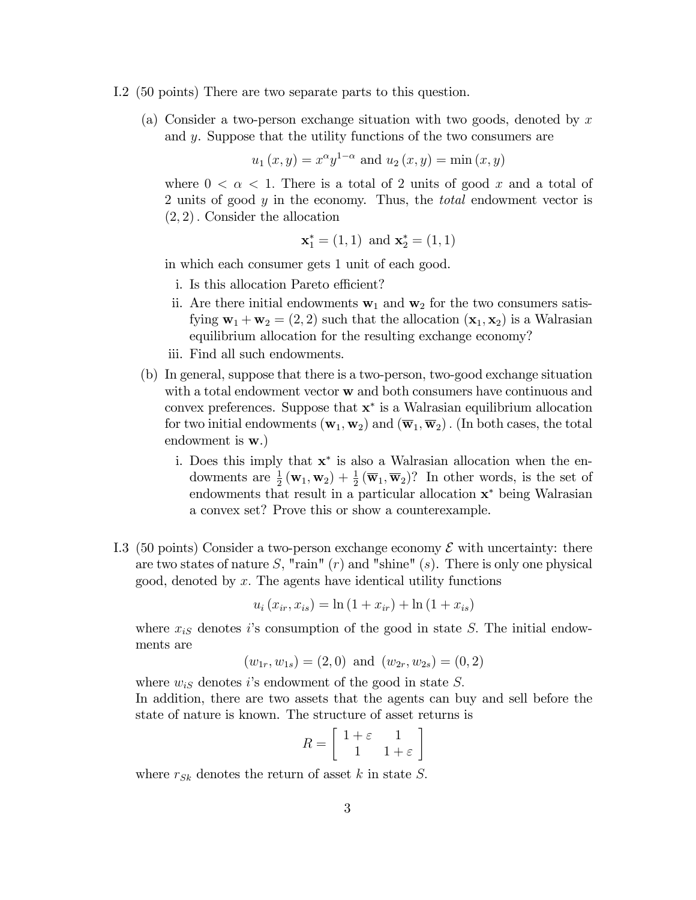I.2 (50 points) There are two separate parts to this question.

(a) Consider a two-person exchange situation with two goods, denoted by $x$ and $y$. Suppose that the utility functions of the two consumers are

$$u_1(x, y) = x^{\alpha} y^{1-\alpha} \text{ and } u_2(x, y) = \min(x, y)$$

where $0 < \alpha < 1$. There is a total of 2 units of good $x$ and a total of 2 units of good $y$ in the economy. Thus, the *total* endowment vector is $(2, 2)$. Consider the allocation

$$\mathbf{x}_1^* = (1, 1) \text{ and } \mathbf{x}_2^* = (1, 1)$$

in which each consumer gets 1 unit of each good.

i. Is this allocation Pareto efficient?

ii. Are there initial endowments $\mathbf{w}_1$ and $\mathbf{w}_2$ for the two consumers satisfying $\mathbf{w}_1 + \mathbf{w}_2 = (2, 2)$ such that the allocation $(\mathbf{x}_1, \mathbf{x}_2)$ is a Walrasian equilibrium allocation for the resulting exchange economy?

iii. Find all such endowments.

(b) In general, suppose that there is a two-person, two-good exchange situation with a total endowment vector $\mathbf{w}$ and both consumers have continuous and convex preferences. Suppose that $\mathbf{x}^*$ is a Walrasian equilibrium allocation for two initial endowments $(\mathbf{w}_1, \mathbf{w}_2)$ and $(\overline{\mathbf{w}}_1, \overline{\mathbf{w}}_2)$. (In both cases, the total endowment is $\mathbf{w}$.)

i. Does this imply that $\mathbf{x}^*$ is also a Walrasian allocation when the endowments are $\frac{1}{2}(\mathbf{w}_1, \mathbf{w}_2) + \frac{1}{2}(\overline{\mathbf{w}}_1, \overline{\mathbf{w}}_2)$? In other words, is the set of endowments that result in a particular allocation $\mathbf{x}^*$ being Walrasian a convex set? Prove this or show a counterexample.

I.3 (50 points) Consider a two-person exchange economy $\mathcal{E}$ with uncertainty: there are two states of nature $S$, "rain" ($r$) and "shine" ($s$). There is only one physical good, denoted by $x$. The agents have identical utility functions

$$u_i(x_{ir}, x_{is}) = \ln(1 + x_{ir}) + \ln(1 + x_{is})$$

where $x_{iS}$ denotes $i$'s consumption of the good in state $S$. The initial endowments are

$$(w_{1r}, w_{1s}) = (2, 0) \text{ and } (w_{2r}, w_{2s}) = (0, 2)$$

where $w_{iS}$ denotes $i$'s endowment of the good in state $S$.
In addition, there are two assets that the agents can buy and sell before the state of nature is known. The structure of asset returns is

$$R = \begin{bmatrix} 1+\varepsilon & 1 \\ 1 & 1+\varepsilon \end{bmatrix}$$

where $r_{Sk}$ denotes the return of asset $k$ in state $S$.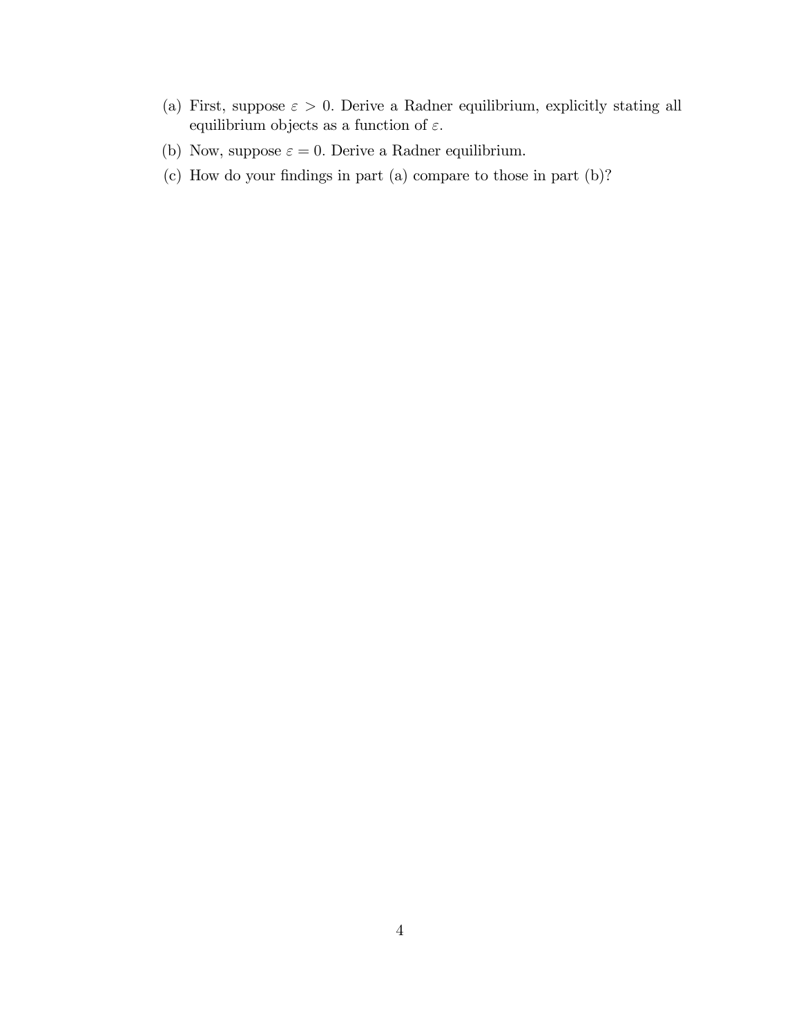(a) First, suppose $\varepsilon > 0$. Derive a Radner equilibrium, explicitly stating all equilibrium objects as a function of $\varepsilon$.

(b) Now, suppose $\varepsilon = 0$. Derive a Radner equilibrium.

(c) How do your findings in part (a) compare to those in part (b)?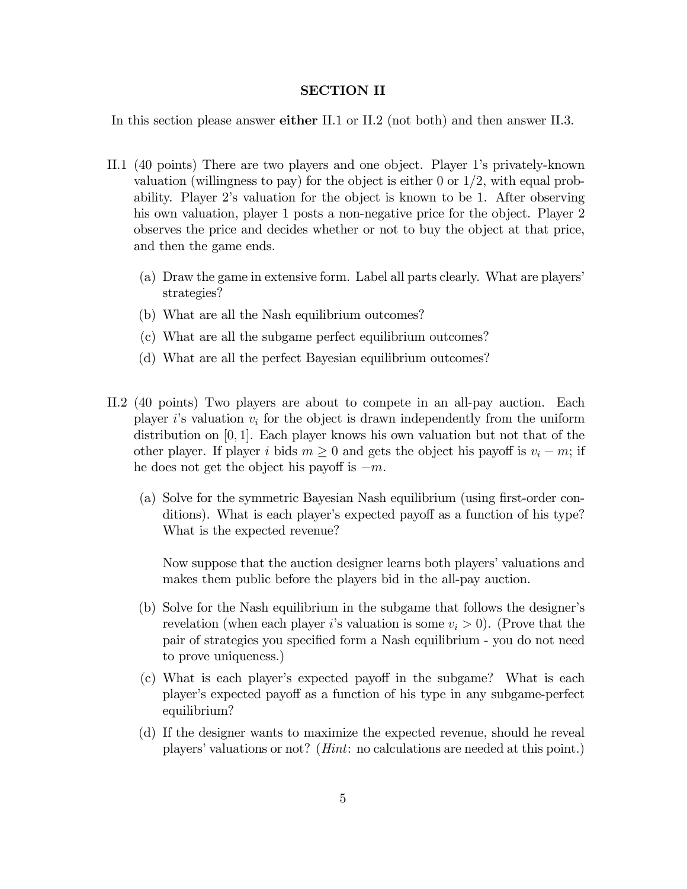## SECTION II

In this section please answer **either** II.1 or II.2 (not both) and then answer II.3.

II.1 (40 points) There are two players and one object. Player 1's privately-known valuation (willingness to pay) for the object is either 0 or 1/2, with equal probability. Player 2's valuation for the object is known to be 1. After observing his own valuation, player 1 posts a non-negative price for the object. Player 2 observes the price and decides whether or not to buy the object at that price, and then the game ends.

(a) Draw the game in extensive form. Label all parts clearly. What are players' strategies?

(b) What are all the Nash equilibrium outcomes?

(c) What are all the subgame perfect equilibrium outcomes?

(d) What are all the perfect Bayesian equilibrium outcomes?

II.2 (40 points) Two players are about to compete in an all-pay auction. Each player $i$'s valuation $v_i$ for the object is drawn independently from the uniform distribution on $[0, 1]$. Each player knows his own valuation but not that of the other player. If player $i$ bids $m \geq 0$ and gets the object his payoff is $v_i - m$; if he does not get the object his payoff is $-m$.

(a) Solve for the symmetric Bayesian Nash equilibrium (using first-order conditions). What is each player's expected payoff as a function of his type? What is the expected revenue?

Now suppose that the auction designer learns both players' valuations and makes them public before the players bid in the all-pay auction.

(b) Solve for the Nash equilibrium in the subgame that follows the designer's revelation (when each player $i$'s valuation is some $v_i > 0$). (Prove that the pair of strategies you specified form a Nash equilibrium - you do not need to prove uniqueness.)

(c) What is each player's expected payoff in the subgame? What is each player's expected payoff as a function of his type in any subgame-perfect equilibrium?

(d) If the designer wants to maximize the expected revenue, should he reveal players' valuations or not? (*Hint*: no calculations are needed at this point.)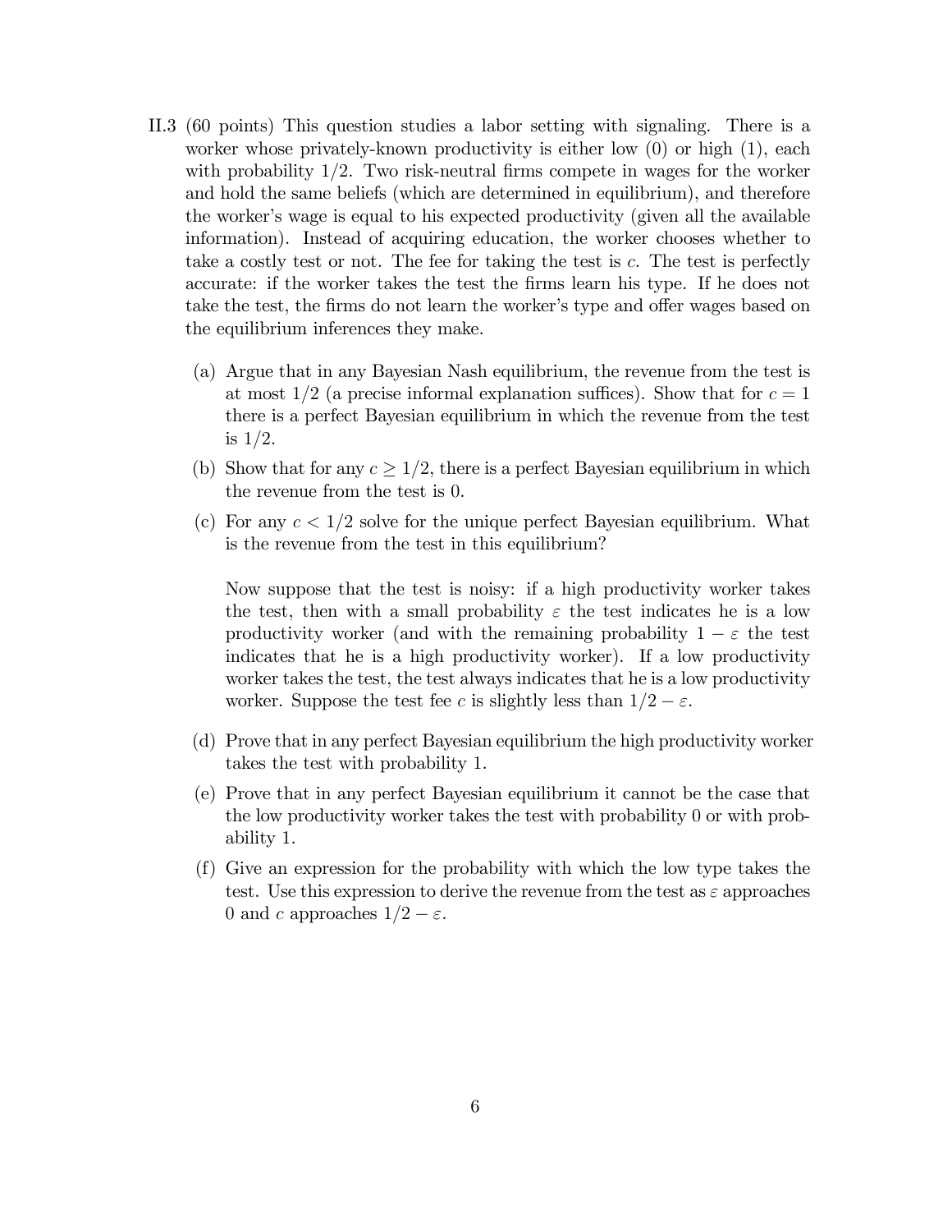II.3 (60 points) This question studies a labor setting with signaling. There is a worker whose privately-known productivity is either low (0) or high (1), each with probability 1/2. Two risk-neutral firms compete in wages for the worker and hold the same beliefs (which are determined in equilibrium), and therefore the worker's wage is equal to his expected productivity (given all the available information). Instead of acquiring education, the worker chooses whether to take a costly test or not. The fee for taking the test is $c$. The test is perfectly accurate: if the worker takes the test the firms learn his type. If he does not take the test, the firms do not learn the worker's type and offer wages based on the equilibrium inferences they make.

(a) Argue that in any Bayesian Nash equilibrium, the revenue from the test is at most 1/2 (a precise informal explanation suffices). Show that for $c = 1$ there is a perfect Bayesian equilibrium in which the revenue from the test is 1/2.

(b) Show that for any $c \geq 1/2$, there is a perfect Bayesian equilibrium in which the revenue from the test is 0.

(c) For any $c < 1/2$ solve for the unique perfect Bayesian equilibrium. What is the revenue from the test in this equilibrium?

Now suppose that the test is noisy: if a high productivity worker takes the test, then with a small probability $\varepsilon$ the test indicates he is a low productivity worker (and with the remaining probability $1 - \varepsilon$ the test indicates that he is a high productivity worker). If a low productivity worker takes the test, the test always indicates that he is a low productivity worker. Suppose the test fee $c$ is slightly less than $1/2 - \varepsilon$.

(d) Prove that in any perfect Bayesian equilibrium the high productivity worker takes the test with probability 1.

(e) Prove that in any perfect Bayesian equilibrium it cannot be the case that the low productivity worker takes the test with probability 0 or with probability 1.

(f) Give an expression for the probability with which the low type takes the test. Use this expression to derive the revenue from the test as $\varepsilon$ approaches 0 and $c$ approaches $1/2 - \varepsilon$.